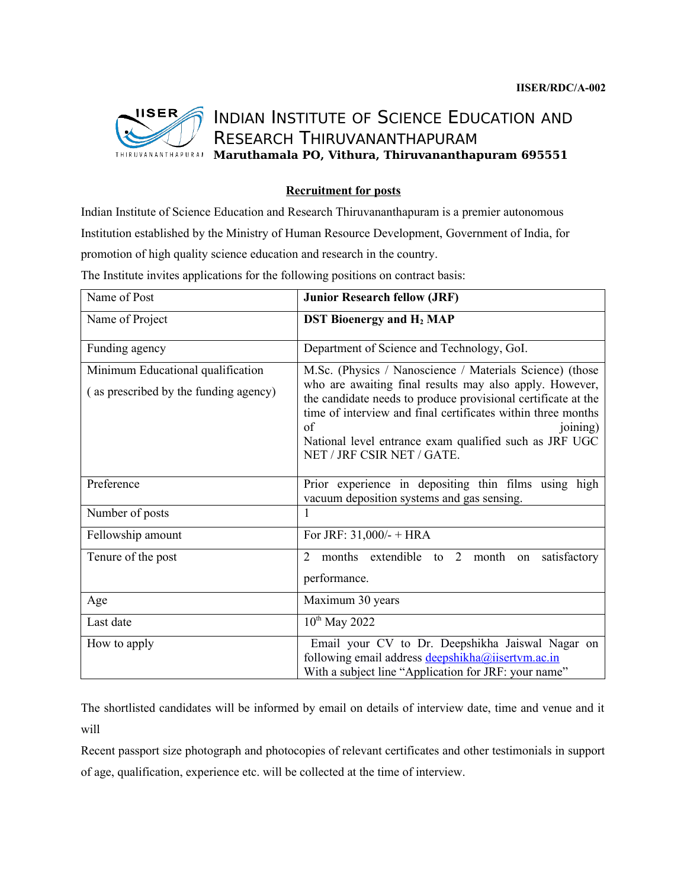IISER/RDC/A-002

# INDIAN INSTITUTE OF SCIENCE EDUCATION AND RESEARCH THIRUVANANTHAPURAM

**Maruthamala PO, Vithura, Thiruvananthapuram 695551**

## Recruitment for posts

Indian Institute of Science Education and Research Thiruvananthapuram is a premier autonomous Institution established by the Ministry of Human Resource Development, Government of India, for promotion of high quality science education and research in the country.

The Institute invites applications for the following positions on contract basis:

| Name of Post | **Junior Research fellow (JRF)** |
|---|---|
| Name of Project | **DST Bioenergy and $H_2$ MAP** |
| Funding agency | Department of Science and Technology, GoI. |
| Minimum Educational qualification ( as prescribed by the funding agency) | M.Sc. (Physics / Nanoscience / Materials Science) (those who are awaiting final results may also apply. However, the candidate needs to produce provisional certificate at the time of interview and final certificates within three months of joining) National level entrance exam qualified such as JRF UGC NET / JRF CSIR NET / GATE. |
| Preference | Prior experience in depositing thin films using high vacuum deposition systems and gas sensing. |
| Number of posts | 1 |
| Fellowship amount | For JRF: 31,000/- + HRA |
| Tenure of the post | 2 months extendible to 2 month on satisfactory performance. |
| Age | Maximum 30 years |
| Last date | 10th May 2022 |
| How to apply | Email your CV to Dr. Deepshikha Jaiswal Nagar on following email address deepshikha@iisertvm.ac.in With a subject line "Application for JRF: your name" |

The shortlisted candidates will be informed by email on details of interview date, time and venue and it will

Recent passport size photograph and photocopies of relevant certificates and other testimonials in support of age, qualification, experience etc. will be collected at the time of interview.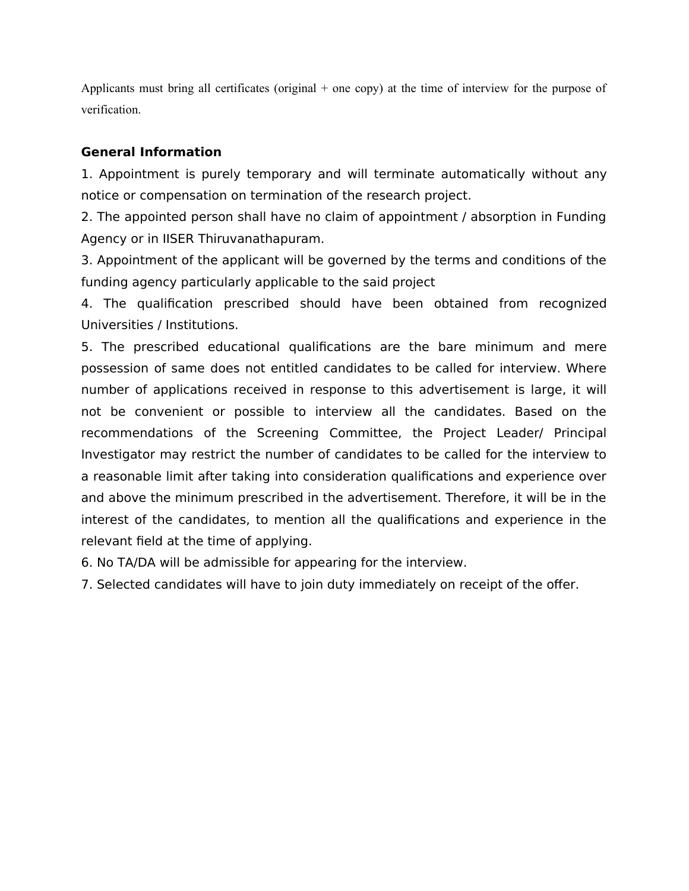Applicants must bring all certificates (original + one copy) at the time of interview for the purpose of verification.

**General Information**

1. Appointment is purely temporary and will terminate automatically without any notice or compensation on termination of the research project.
2. The appointed person shall have no claim of appointment / absorption in Funding Agency or in IISER Thiruvanathapuram.
3. Appointment of the applicant will be governed by the terms and conditions of the funding agency particularly applicable to the said project
4. The qualification prescribed should have been obtained from recognized Universities / Institutions.
5. The prescribed educational qualifications are the bare minimum and mere possession of same does not entitled candidates to be called for interview. Where number of applications received in response to this advertisement is large, it will not be convenient or possible to interview all the candidates. Based on the recommendations of the Screening Committee, the Project Leader/ Principal Investigator may restrict the number of candidates to be called for the interview to a reasonable limit after taking into consideration qualifications and experience over and above the minimum prescribed in the advertisement. Therefore, it will be in the interest of the candidates, to mention all the qualifications and experience in the relevant field at the time of applying.
6. No TA/DA will be admissible for appearing for the interview.
7. Selected candidates will have to join duty immediately on receipt of the offer.